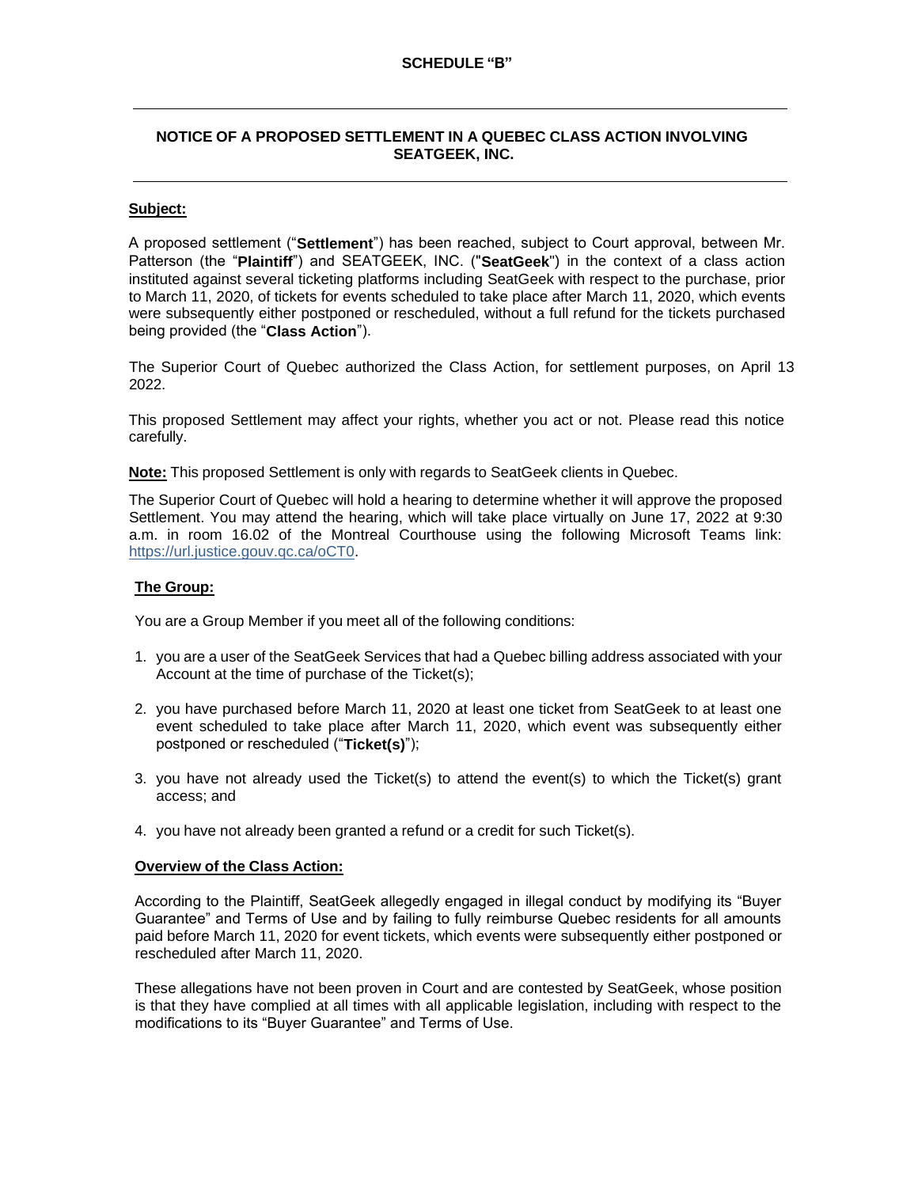**SCHEDULE "B"**

---

## NOTICE OF A PROPOSED SETTLEMENT IN A QUEBEC CLASS ACTION INVOLVING SEATGEEK, INC.

---

**Subject:**

A proposed settlement ("**Settlement**") has been reached, subject to Court approval, between Mr. Patterson (the "**Plaintiff**") and SEATGEEK, INC. ("**SeatGeek**") in the context of a class action instituted against several ticketing platforms including SeatGeek with respect to the purchase, prior to March 11, 2020, of tickets for events scheduled to take place after March 11, 2020, which events were subsequently either postponed or rescheduled, without a full refund for the tickets purchased being provided (the "**Class Action**").

The Superior Court of Quebec authorized the Class Action, for settlement purposes, on April 13 2022.

This proposed Settlement may affect your rights, whether you act or not. Please read this notice carefully.

**Note:** This proposed Settlement is only with regards to SeatGeek clients in Quebec.

The Superior Court of Quebec will hold a hearing to determine whether it will approve the proposed Settlement. You may attend the hearing, which will take place virtually on June 17, 2022 at 9:30 a.m. in room 16.02 of the Montreal Courthouse using the following Microsoft Teams link: https://url.justice.gouv.qc.ca/oCT0.

**The Group:**

You are a Group Member if you meet all of the following conditions:

1. you are a user of the SeatGeek Services that had a Quebec billing address associated with your Account at the time of purchase of the Ticket(s);
2. you have purchased before March 11, 2020 at least one ticket from SeatGeek to at least one event scheduled to take place after March 11, 2020, which event was subsequently either postponed or rescheduled ("**Ticket(s)**");
3. you have not already used the Ticket(s) to attend the event(s) to which the Ticket(s) grant access; and
4. you have not already been granted a refund or a credit for such Ticket(s).

**Overview of the Class Action:**

According to the Plaintiff, SeatGeek allegedly engaged in illegal conduct by modifying its "Buyer Guarantee" and Terms of Use and by failing to fully reimburse Quebec residents for all amounts paid before March 11, 2020 for event tickets, which events were subsequently either postponed or rescheduled after March 11, 2020.

These allegations have not been proven in Court and are contested by SeatGeek, whose position is that they have complied at all times with all applicable legislation, including with respect to the modifications to its "Buyer Guarantee" and Terms of Use.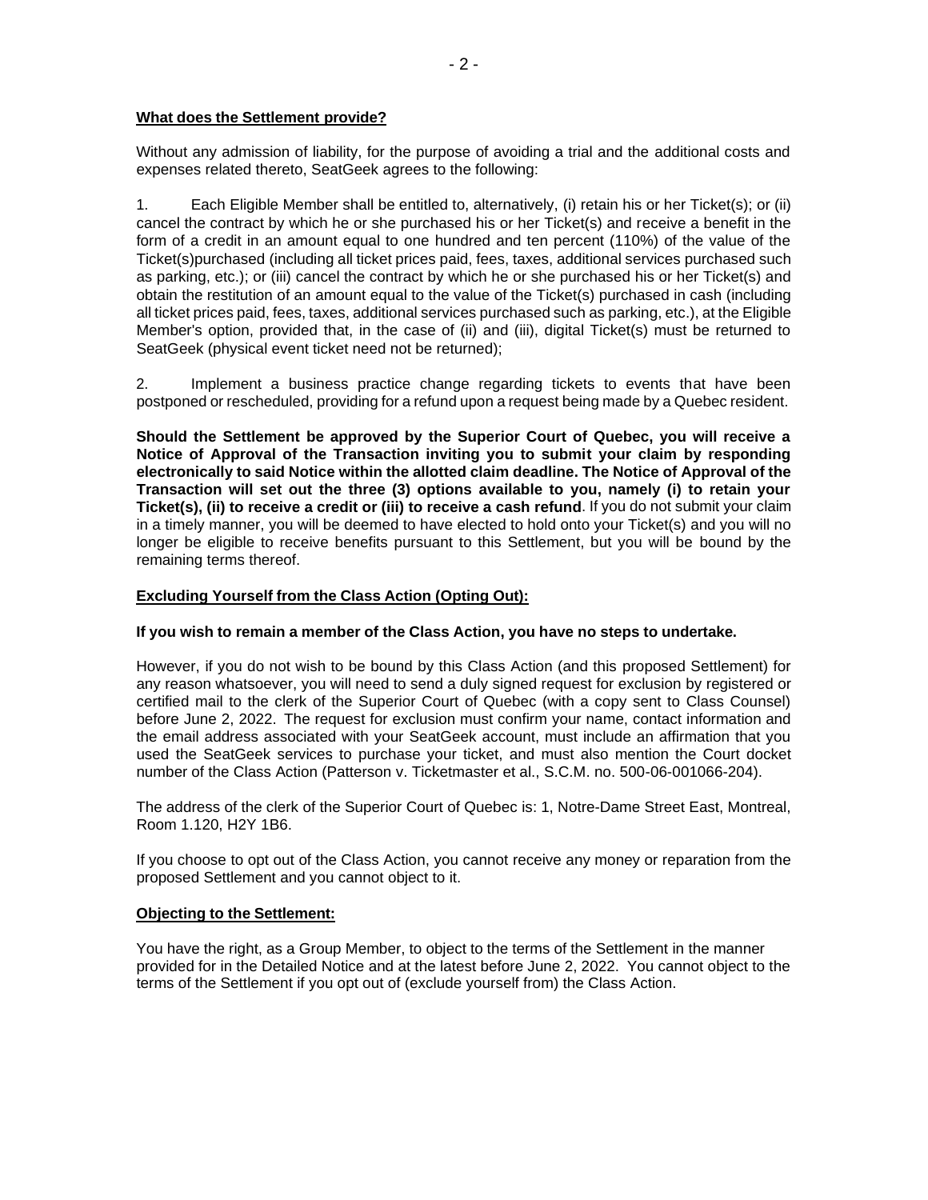**What does the Settlement provide?**

Without any admission of liability, for the purpose of avoiding a trial and the additional costs and expenses related thereto, SeatGeek agrees to the following:

1. Each Eligible Member shall be entitled to, alternatively, (i) retain his or her Ticket(s); or (ii) cancel the contract by which he or she purchased his or her Ticket(s) and receive a benefit in the form of a credit in an amount equal to one hundred and ten percent (110%) of the value of the Ticket(s)purchased (including all ticket prices paid, fees, taxes, additional services purchased such as parking, etc.); or (iii) cancel the contract by which he or she purchased his or her Ticket(s) and obtain the restitution of an amount equal to the value of the Ticket(s) purchased in cash (including all ticket prices paid, fees, taxes, additional services purchased such as parking, etc.), at the Eligible Member's option, provided that, in the case of (ii) and (iii), digital Ticket(s) must be returned to SeatGeek (physical event ticket need not be returned);

2. Implement a business practice change regarding tickets to events that have been postponed or rescheduled, providing for a refund upon a request being made by a Quebec resident.

**Should the Settlement be approved by the Superior Court of Quebec, you will receive a Notice of Approval of the Transaction inviting you to submit your claim by responding electronically to said Notice within the allotted claim deadline. The Notice of Approval of the Transaction will set out the three (3) options available to you, namely (i) to retain your Ticket(s), (ii) to receive a credit or (iii) to receive a cash refund**. If you do not submit your claim in a timely manner, you will be deemed to have elected to hold onto your Ticket(s) and you will no longer be eligible to receive benefits pursuant to this Settlement, but you will be bound by the remaining terms thereof.

**Excluding Yourself from the Class Action (Opting Out):**

**If you wish to remain a member of the Class Action, you have no steps to undertake.**

However, if you do not wish to be bound by this Class Action (and this proposed Settlement) for any reason whatsoever, you will need to send a duly signed request for exclusion by registered or certified mail to the clerk of the Superior Court of Quebec (with a copy sent to Class Counsel) before June 2, 2022. The request for exclusion must confirm your name, contact information and the email address associated with your SeatGeek account, must include an affirmation that you used the SeatGeek services to purchase your ticket, and must also mention the Court docket number of the Class Action (Patterson v. Ticketmaster et al., S.C.M. no. 500-06-001066-204).

The address of the clerk of the Superior Court of Quebec is: 1, Notre-Dame Street East, Montreal, Room 1.120, H2Y 1B6.

If you choose to opt out of the Class Action, you cannot receive any money or reparation from the proposed Settlement and you cannot object to it.

**Objecting to the Settlement:**

You have the right, as a Group Member, to object to the terms of the Settlement in the manner provided for in the Detailed Notice and at the latest before June 2, 2022. You cannot object to the terms of the Settlement if you opt out of (exclude yourself from) the Class Action.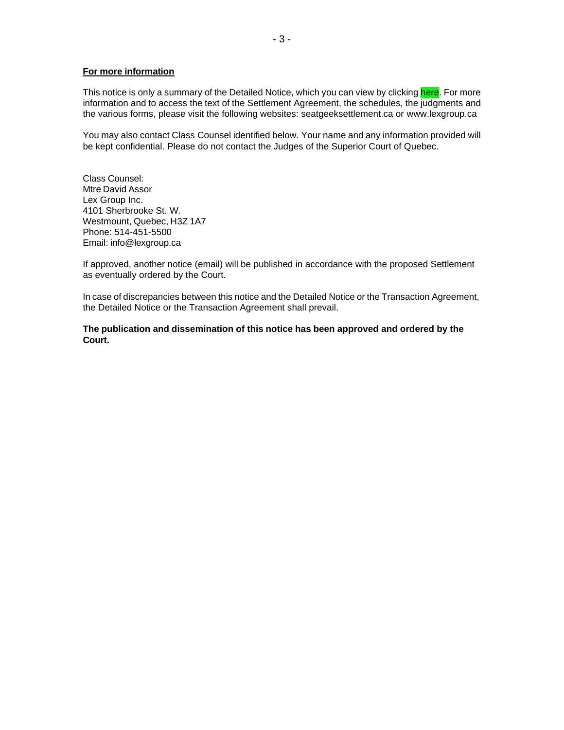**For more information**

This notice is only a summary of the Detailed Notice, which you can view by clicking here. For more information and to access the text of the Settlement Agreement, the schedules, the judgments and the various forms, please visit the following websites: seatgeeksettlement.ca or www.lexgroup.ca

You may also contact Class Counsel identified below. Your name and any information provided will be kept confidential. Please do not contact the Judges of the Superior Court of Quebec.

Class Counsel:
Mtre David Assor
Lex Group Inc.
4101 Sherbrooke St. W.
Westmount, Quebec, H3Z 1A7
Phone: 514-451-5500
Email: info@lexgroup.ca

If approved, another notice (email) will be published in accordance with the proposed Settlement as eventually ordered by the Court.

In case of discrepancies between this notice and the Detailed Notice or the Transaction Agreement, the Detailed Notice or the Transaction Agreement shall prevail.

**The publication and dissemination of this notice has been approved and ordered by the Court.**